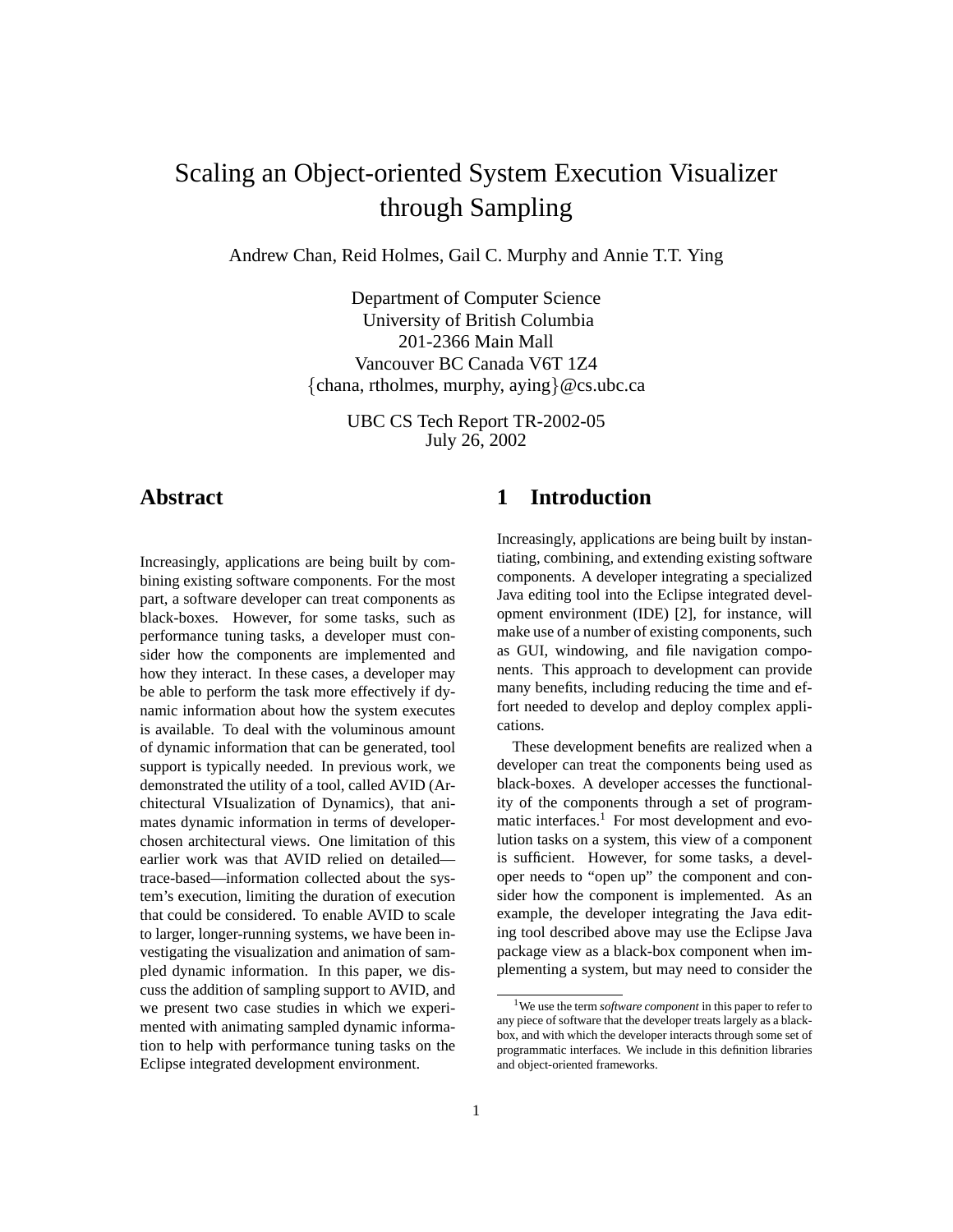# Scaling an Object-oriented System Execution Visualizer through Sampling

Andrew Chan, Reid Holmes, Gail C. Murphy and Annie T.T. Ying

Department of Computer Science
University of British Columbia
201-2366 Main Mall
Vancouver BC Canada V6T 1Z4
{chana, rtholmes, murphy, aying}@cs.ubc.ca

UBC CS Tech Report TR-2002-05
July 26, 2002

## Abstract

Increasingly, applications are being built by combining existing software components. For the most part, a software developer can treat components as black-boxes. However, for some tasks, such as performance tuning tasks, a developer must consider how the components are implemented and how they interact. In these cases, a developer may be able to perform the task more effectively if dynamic information about how the system executes is available. To deal with the voluminous amount of dynamic information that can be generated, tool support is typically needed. In previous work, we demonstrated the utility of a tool, called AVID (Architectural VIsualization of Dynamics), that animates dynamic information in terms of developer-chosen architectural views. One limitation of this earlier work was that AVID relied on detailed—trace-based—information collected about the system's execution, limiting the duration of execution that could be considered. To enable AVID to scale to larger, longer-running systems, we have been investigating the visualization and animation of sampled dynamic information. In this paper, we discuss the addition of sampling support to AVID, and we present two case studies in which we experimented with animating sampled dynamic information to help with performance tuning tasks on the Eclipse integrated development environment.

## 1 Introduction

Increasingly, applications are being built by instantiating, combining, and extending existing software components. A developer integrating a specialized Java editing tool into the Eclipse integrated development environment (IDE) [2], for instance, will make use of a number of existing components, such as GUI, windowing, and file navigation components. This approach to development can provide many benefits, including reducing the time and effort needed to develop and deploy complex applications.

These development benefits are realized when a developer can treat the components being used as black-boxes. A developer accesses the functionality of the components through a set of programmatic interfaces.[1] For most development and evolution tasks on a system, this view of a component is sufficient. However, for some tasks, a developer needs to "open up" the component and consider how the component is implemented. As an example, the developer integrating the Java editing tool described above may use the Eclipse Java package view as a black-box component when implementing a system, but may need to consider the

[1] We use the term *software component* in this paper to refer to any piece of software that the developer treats largely as a black-box, and with which the developer interacts through some set of programmatic interfaces. We include in this definition libraries and object-oriented frameworks.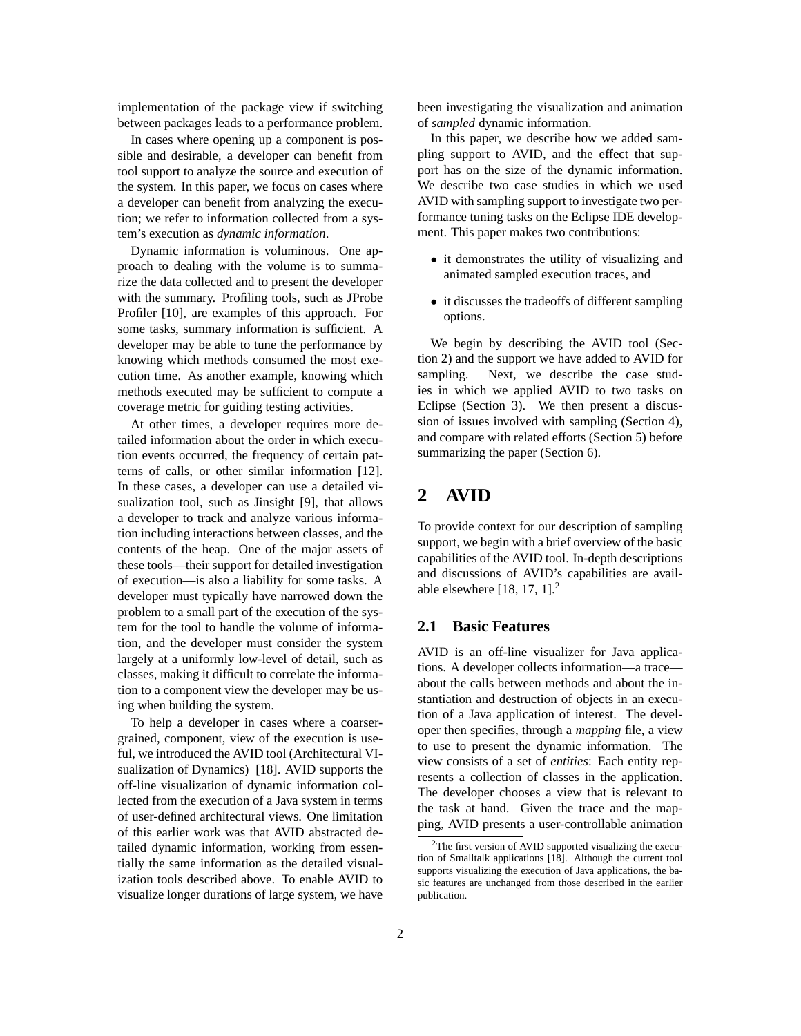implementation of the package view if switching between packages leads to a performance problem.

In cases where opening up a component is possible and desirable, a developer can benefit from tool support to analyze the source and execution of the system. In this paper, we focus on cases where a developer can benefit from analyzing the execution; we refer to information collected from a system's execution as *dynamic information*.

Dynamic information is voluminous. One approach to dealing with the volume is to summarize the data collected and to present the developer with the summary. Profiling tools, such as JProbe Profiler [10], are examples of this approach. For some tasks, summary information is sufficient. A developer may be able to tune the performance by knowing which methods consumed the most execution time. As another example, knowing which methods executed may be sufficient to compute a coverage metric for guiding testing activities.

At other times, a developer requires more detailed information about the order in which execution events occurred, the frequency of certain patterns of calls, or other similar information [12]. In these cases, a developer can use a detailed visualization tool, such as Jinsight [9], that allows a developer to track and analyze various information including interactions between classes, and the contents of the heap. One of the major assets of these tools—their support for detailed investigation of execution—is also a liability for some tasks. A developer must typically have narrowed down the problem to a small part of the execution of the system for the tool to handle the volume of information, and the developer must consider the system largely at a uniformly low-level of detail, such as classes, making it difficult to correlate the information to a component view the developer may be using when building the system.

To help a developer in cases where a coarser-grained, component, view of the execution is useful, we introduced the AVID tool (Architectural VIsualization of Dynamics) [18]. AVID supports the off-line visualization of dynamic information collected from the execution of a Java system in terms of user-defined architectural views. One limitation of this earlier work was that AVID abstracted detailed dynamic information, working from essentially the same information as the detailed visualization tools described above. To enable AVID to visualize longer durations of large system, we have been investigating the visualization and animation of *sampled* dynamic information.

In this paper, we describe how we added sampling support to AVID, and the effect that support has on the size of the dynamic information. We describe two case studies in which we used AVID with sampling support to investigate two performance tuning tasks on the Eclipse IDE development. This paper makes two contributions:

- it demonstrates the utility of visualizing and animated sampled execution traces, and
- it discusses the tradeoffs of different sampling options.

We begin by describing the AVID tool (Section 2) and the support we have added to AVID for sampling. Next, we describe the case studies in which we applied AVID to two tasks on Eclipse (Section 3). We then present a discussion of issues involved with sampling (Section 4), and compare with related efforts (Section 5) before summarizing the paper (Section 6).

# 2 AVID

To provide context for our description of sampling support, we begin with a brief overview of the basic capabilities of the AVID tool. In-depth descriptions and discussions of AVID's capabilities are available elsewhere [18, 17, 1].[2]

## 2.1 Basic Features

AVID is an off-line visualizer for Java applications. A developer collects information—a trace—about the calls between methods and about the instantiation and destruction of objects in an execution of a Java application of interest. The developer then specifies, through a *mapping* file, a view to use to present the dynamic information. The view consists of a set of *entities*: Each entity represents a collection of classes in the application. The developer chooses a view that is relevant to the task at hand. Given the trace and the mapping, AVID presents a user-controllable animation

[2] The first version of AVID supported visualizing the execution of Smalltalk applications [18]. Although the current tool supports visualizing the execution of Java applications, the basic features are unchanged from those described in the earlier publication.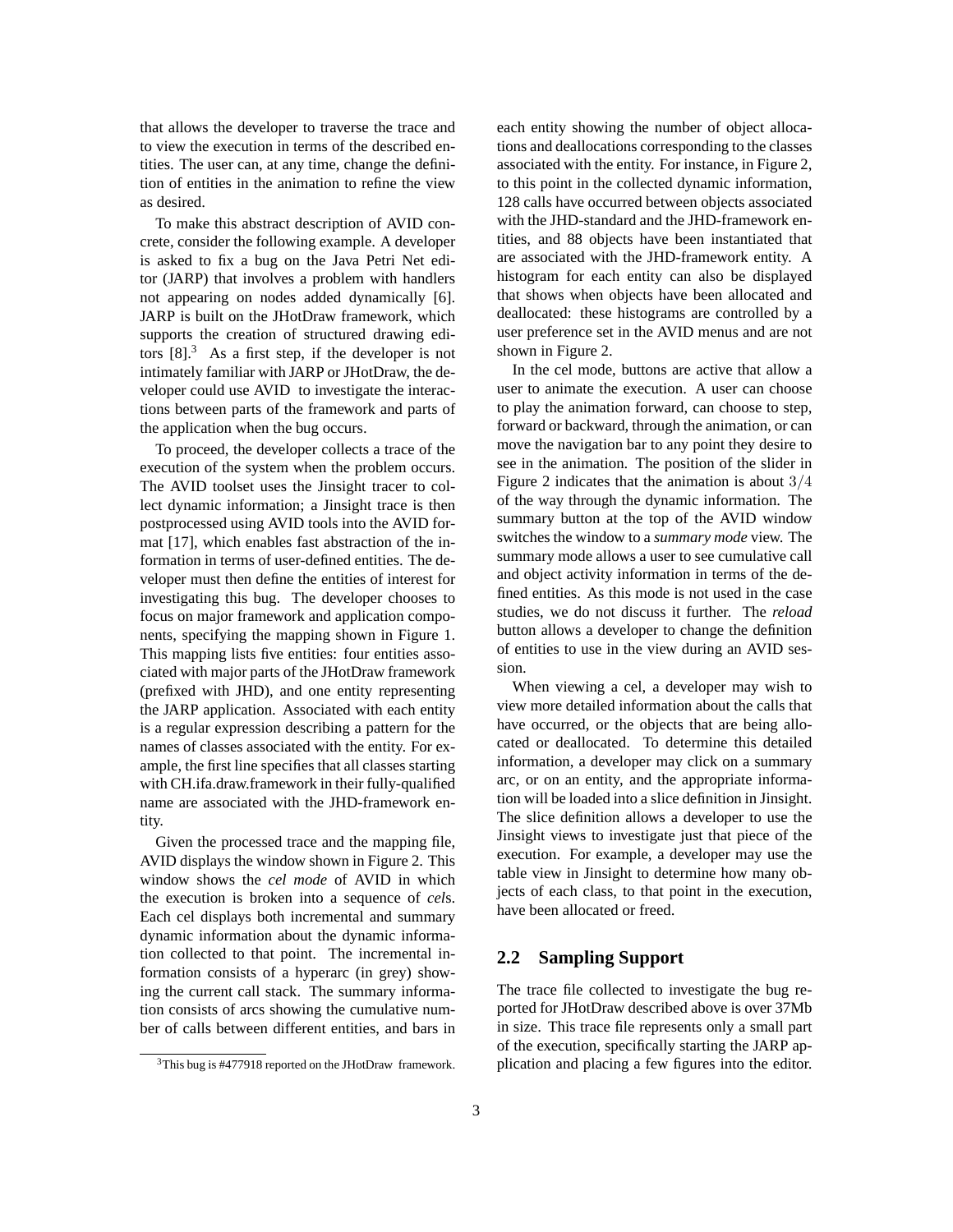that allows the developer to traverse the trace and to view the execution in terms of the described entities. The user can, at any time, change the definition of entities in the animation to refine the view as desired.

To make this abstract description of AVID concrete, consider the following example. A developer is asked to fix a bug on the Java Petri Net editor (JARP) that involves a problem with handlers not appearing on nodes added dynamically [6]. JARP is built on the JHotDraw framework, which supports the creation of structured drawing editors [8].[3] As a first step, if the developer is not intimately familiar with JARP or JHotDraw, the developer could use AVID to investigate the interactions between parts of the framework and parts of the application when the bug occurs.

To proceed, the developer collects a trace of the execution of the system when the problem occurs. The AVID toolset uses the Jinsight tracer to collect dynamic information; a Jinsight trace is then postprocessed using AVID tools into the AVID format [17], which enables fast abstraction of the information in terms of user-defined entities. The developer must then define the entities of interest for investigating this bug. The developer chooses to focus on major framework and application components, specifying the mapping shown in Figure 1. This mapping lists five entities: four entities associated with major parts of the JHotDraw framework (prefixed with JHD), and one entity representing the JARP application. Associated with each entity is a regular expression describing a pattern for the names of classes associated with the entity. For example, the first line specifies that all classes starting with CH.ifa.draw.framework in their fully-qualified name are associated with the JHD-framework entity.

Given the processed trace and the mapping file, AVID displays the window shown in Figure 2. This window shows the *cel mode* of AVID in which the execution is broken into a sequence of *cel*s. Each cel displays both incremental and summary dynamic information about the dynamic information collected to that point. The incremental information consists of a hyperarc (in grey) showing the current call stack. The summary information consists of arcs showing the cumulative number of calls between different entities, and bars in each entity showing the number of object allocations and deallocations corresponding to the classes associated with the entity. For instance, in Figure 2, to this point in the collected dynamic information, 128 calls have occurred between objects associated with the JHD-standard and the JHD-framework entities, and 88 objects have been instantiated that are associated with the JHD-framework entity. A histogram for each entity can also be displayed that shows when objects have been allocated and deallocated: these histograms are controlled by a user preference set in the AVID menus and are not shown in Figure 2.

In the cel mode, buttons are active that allow a user to animate the execution. A user can choose to play the animation forward, can choose to step, forward or backward, through the animation, or can move the navigation bar to any point they desire to see in the animation. The position of the slider in Figure 2 indicates that the animation is about $3/4$ of the way through the dynamic information. The summary button at the top of the AVID window switches the window to a *summary mode* view. The summary mode allows a user to see cumulative call and object activity information in terms of the defined entities. As this mode is not used in the case studies, we do not discuss it further. The *reload* button allows a developer to change the definition of entities to use in the view during an AVID session.

When viewing a cel, a developer may wish to view more detailed information about the calls that have occurred, or the objects that are being allocated or deallocated. To determine this detailed information, a developer may click on a summary arc, or on an entity, and the appropriate information will be loaded into a slice definition in Jinsight. The slice definition allows a developer to use the Jinsight views to investigate just that piece of the execution. For example, a developer may use the table view in Jinsight to determine how many objects of each class, to that point in the execution, have been allocated or freed.

## 2.2 Sampling Support

The trace file collected to investigate the bug reported for JHotDraw described above is over 37Mb in size. This trace file represents only a small part of the execution, specifically starting the JARP application and placing a few figures into the editor.

[3] This bug is #477918 reported on the JHotDraw framework.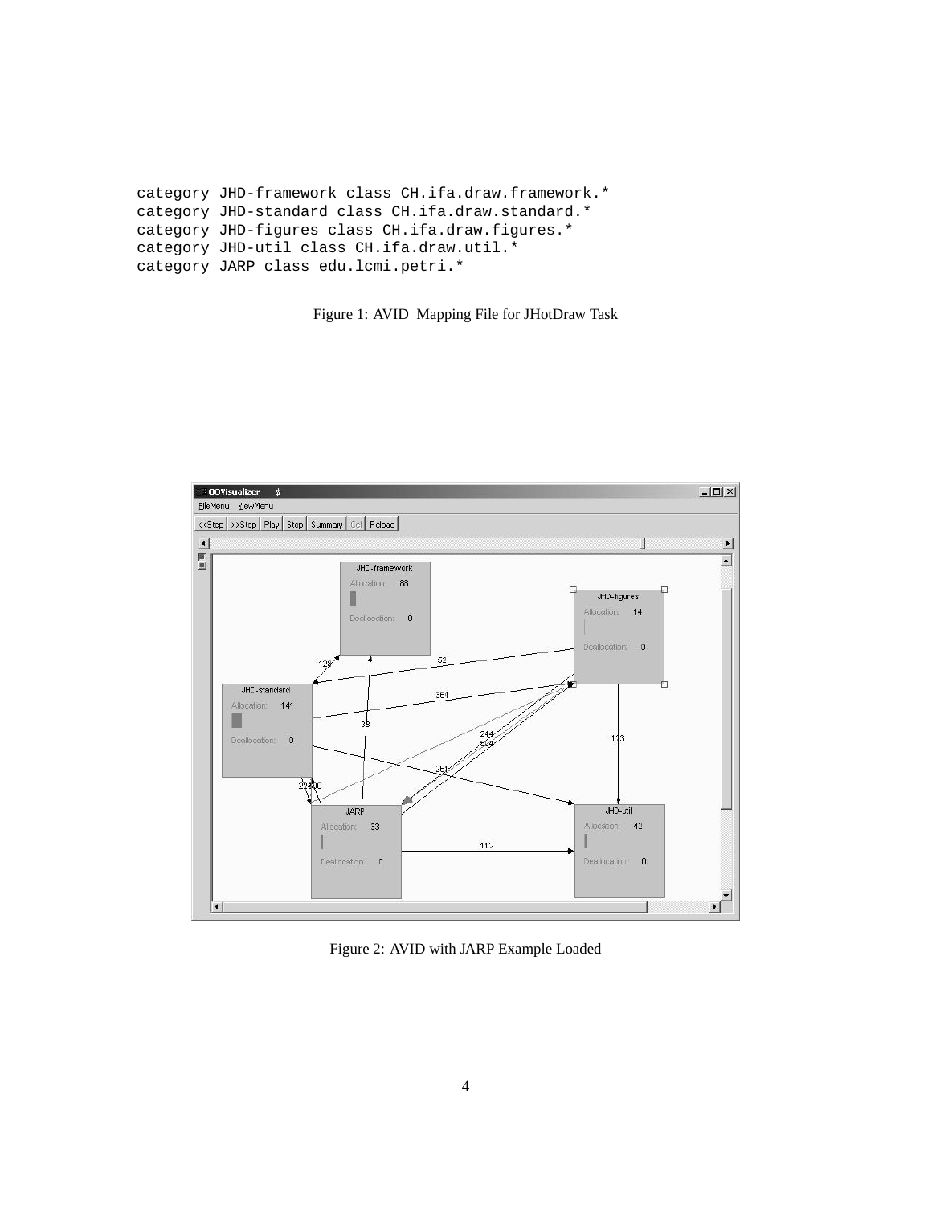```
category JHD-framework class CH.ifa.draw.framework.*
category JHD-standard class CH.ifa.draw.standard.*
category JHD-figures class CH.ifa.draw.figures.*
category JHD-util class CH.ifa.draw.util.*
category JARP class edu.lcmi.petri.*
```

Figure 1: AVID Mapping File for JHotDraw Task

Figure 2: AVID with JARP Example Loaded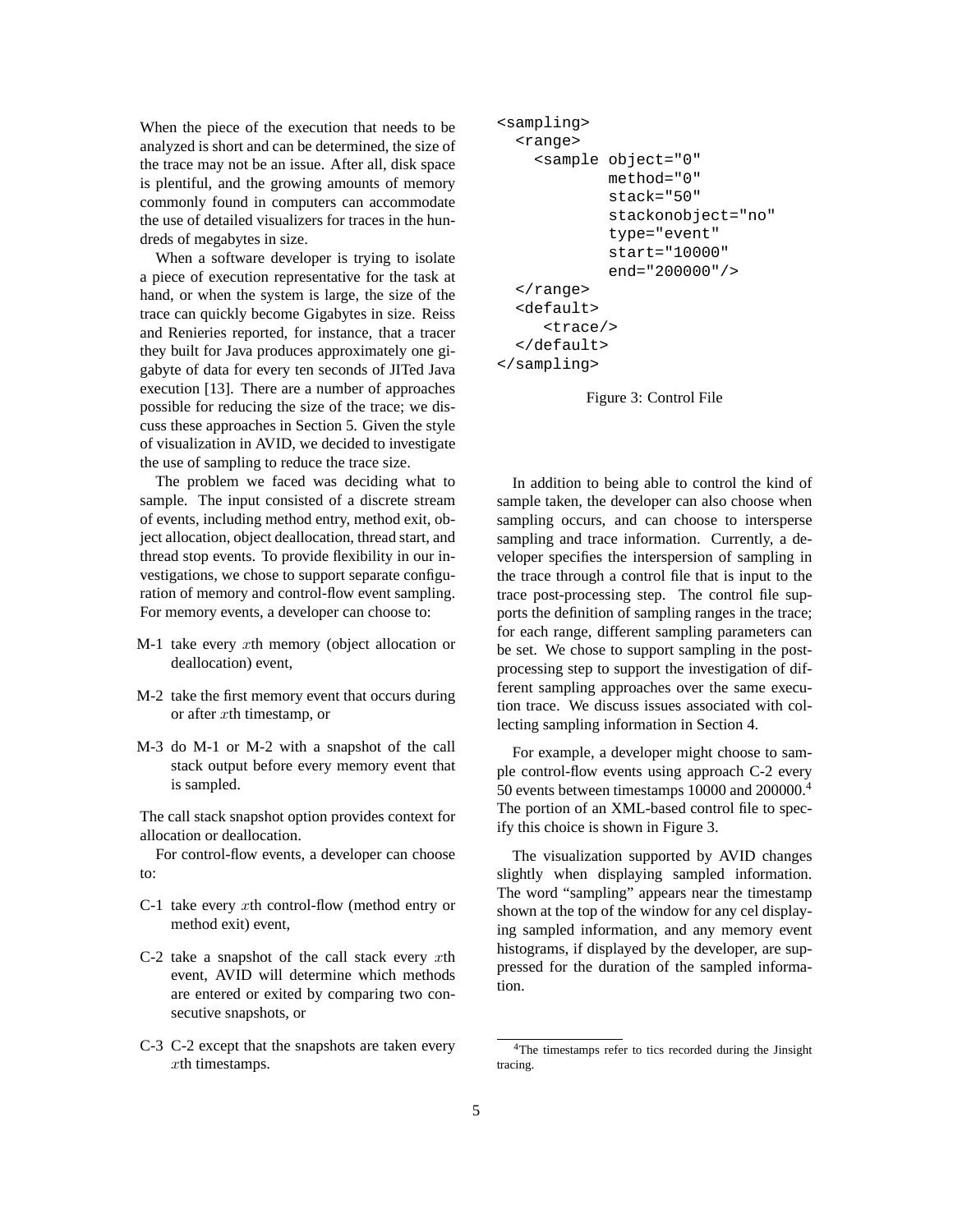When the piece of the execution that needs to be analyzed is short and can be determined, the size of the trace may not be an issue. After all, disk space is plentiful, and the growing amounts of memory commonly found in computers can accommodate the use of detailed visualizers for traces in the hundreds of megabytes in size.

When a software developer is trying to isolate a piece of execution representative for the task at hand, or when the system is large, the size of the trace can quickly become Gigabytes in size. Reiss and Renieries reported, for instance, that a tracer they built for Java produces approximately one gigabyte of data for every ten seconds of JITed Java execution [13]. There are a number of approaches possible for reducing the size of the trace; we discuss these approaches in Section 5. Given the style of visualization in AVID, we decided to investigate the use of sampling to reduce the trace size.

The problem we faced was deciding what to sample. The input consisted of a discrete stream of events, including method entry, method exit, object allocation, object deallocation, thread start, and thread stop events. To provide flexibility in our investigations, we chose to support separate configuration of memory and control-flow event sampling. For memory events, a developer can choose to:

- M-1 take every $x$th memory (object allocation or deallocation) event,
- M-2 take the first memory event that occurs during or after $x$th timestamp, or
- M-3 do M-1 or M-2 with a snapshot of the call stack output before every memory event that is sampled.

The call stack snapshot option provides context for allocation or deallocation.

For control-flow events, a developer can choose to:

- C-1 take every $x$th control-flow (method entry or method exit) event,
- C-2 take a snapshot of the call stack every $x$th event, AVID will determine which methods are entered or exited by comparing two consecutive snapshots, or
- C-3 C-2 except that the snapshots are taken every $x$th timestamps.

```
<sampling>
  <range>
    <sample object="0"
            method="0"
            stack="50"
            stackonobject="no"
            type="event"
            start="10000"
            end="200000"/>
  </range>
  <default>
     <trace/>
  </default>
</sampling>
```

Figure 3: Control File

In addition to being able to control the kind of sample taken, the developer can also choose when sampling occurs, and can choose to intersperse sampling and trace information. Currently, a developer specifies the interspersion of sampling in the trace through a control file that is input to the trace post-processing step. The control file supports the definition of sampling ranges in the trace; for each range, different sampling parameters can be set. We chose to support sampling in the post-processing step to support the investigation of different sampling approaches over the same execution trace. We discuss issues associated with collecting sampling information in Section 4.

For example, a developer might choose to sample control-flow events using approach C-2 every 50 events between timestamps 10000 and 200000.[4] The portion of an XML-based control file to specify this choice is shown in Figure 3.

The visualization supported by AVID changes slightly when displaying sampled information. The word "sampling" appears near the timestamp shown at the top of the window for any cel displaying sampled information, and any memory event histograms, if displayed by the developer, are suppressed for the duration of the sampled information.

[4] The timestamps refer to tics recorded during the Jinsight tracing.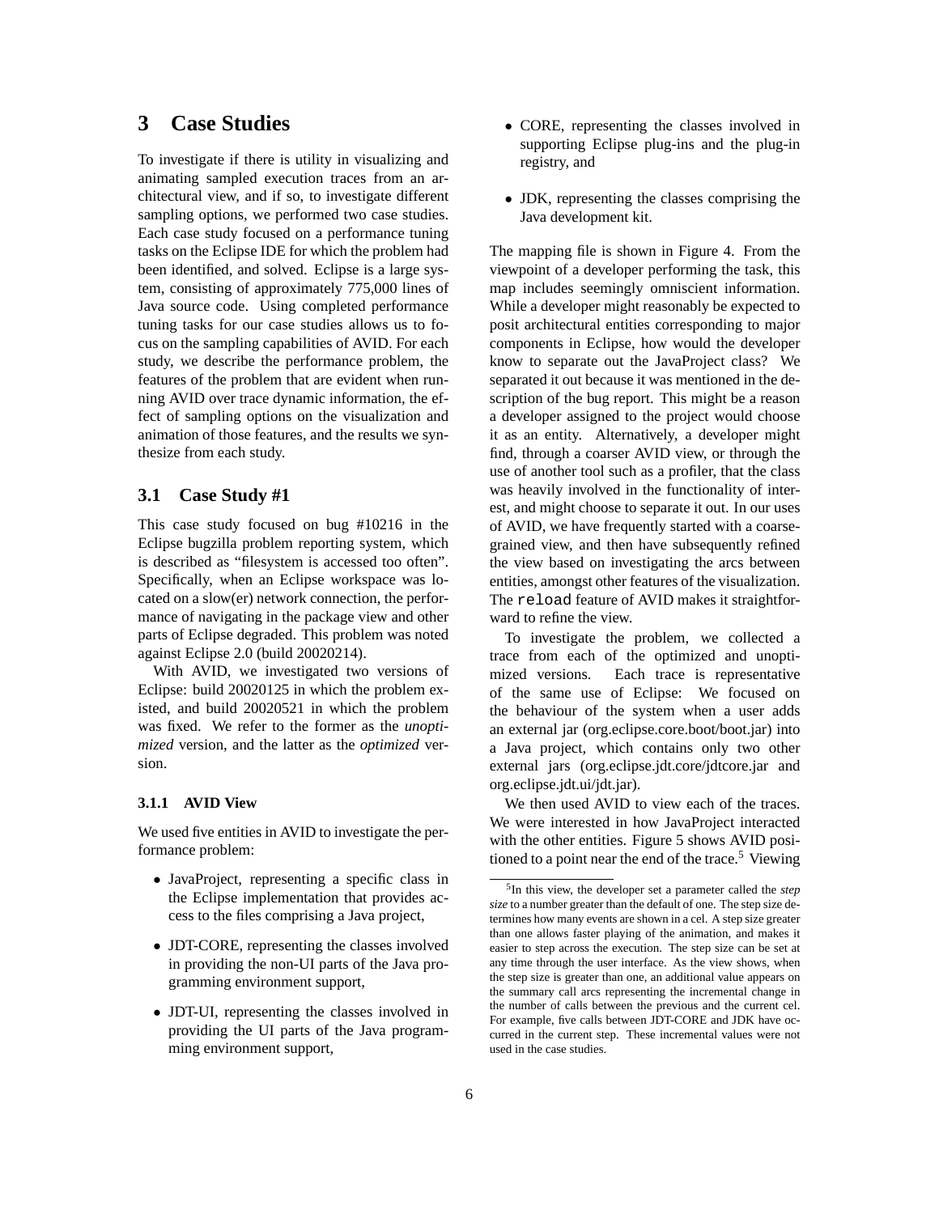# 3 Case Studies

To investigate if there is utility in visualizing and animating sampled execution traces from an architectural view, and if so, to investigate different sampling options, we performed two case studies. Each case study focused on a performance tuning tasks on the Eclipse IDE for which the problem had been identified, and solved. Eclipse is a large system, consisting of approximately 775,000 lines of Java source code. Using completed performance tuning tasks for our case studies allows us to focus on the sampling capabilities of AVID. For each study, we describe the performance problem, the features of the problem that are evident when running AVID over trace dynamic information, the effect of sampling options on the visualization and animation of those features, and the results we synthesize from each study.

## 3.1 Case Study #1

This case study focused on bug #10216 in the Eclipse bugzilla problem reporting system, which is described as "filesystem is accessed too often". Specifically, when an Eclipse workspace was located on a slow(er) network connection, the performance of navigating in the package view and other parts of Eclipse degraded. This problem was noted against Eclipse 2.0 (build 20020214).

With AVID, we investigated two versions of Eclipse: build 20020125 in which the problem existed, and build 20020521 in which the problem was fixed. We refer to the former as the *unoptimized* version, and the latter as the *optimized* version.

### 3.1.1 AVID View

We used five entities in AVID to investigate the performance problem:

- JavaProject, representing a specific class in the Eclipse implementation that provides access to the files comprising a Java project,
- JDT-CORE, representing the classes involved in providing the non-UI parts of the Java programming environment support,
- JDT-UI, representing the classes involved in providing the UI parts of the Java programming environment support,
- CORE, representing the classes involved in supporting Eclipse plug-ins and the plug-in registry, and
- JDK, representing the classes comprising the Java development kit.

The mapping file is shown in Figure 4. From the viewpoint of a developer performing the task, this map includes seemingly omniscient information. While a developer might reasonably be expected to posit architectural entities corresponding to major components in Eclipse, how would the developer know to separate out the JavaProject class? We separated it out because it was mentioned in the description of the bug report. This might be a reason a developer assigned to the project would choose it as an entity. Alternatively, a developer might find, through a coarser AVID view, or through the use of another tool such as a profiler, that the class was heavily involved in the functionality of interest, and might choose to separate it out. In our uses of AVID, we have frequently started with a coarse-grained view, and then have subsequently refined the view based on investigating the arcs between entities, amongst other features of the visualization. The `reload` feature of AVID makes it straightforward to refine the view.

To investigate the problem, we collected a trace from each of the optimized and unoptimized versions. Each trace is representative of the same use of Eclipse: We focused on the behaviour of the system when a user adds an external jar (org.eclipse.core.boot/boot.jar) into a Java project, which contains only two other external jars (org.eclipse.jdt.core/jdtcore.jar and org.eclipse.jdt.ui/jdt.jar).

We then used AVID to view each of the traces. We were interested in how JavaProject interacted with the other entities. Figure 5 shows AVID positioned to a point near the end of the trace.[5] Viewing

[5] In this view, the developer set a parameter called the *step size* to a number greater than the default of one. The step size determines how many events are shown in a cel. A step size greater than one allows faster playing of the animation, and makes it easier to step across the execution. The step size can be set at any time through the user interface. As the view shows, when the step size is greater than one, an additional value appears on the summary call arcs representing the incremental change in the number of calls between the previous and the current cel. For example, five calls between JDT-CORE and JDK have occurred in the current step. These incremental values were not used in the case studies.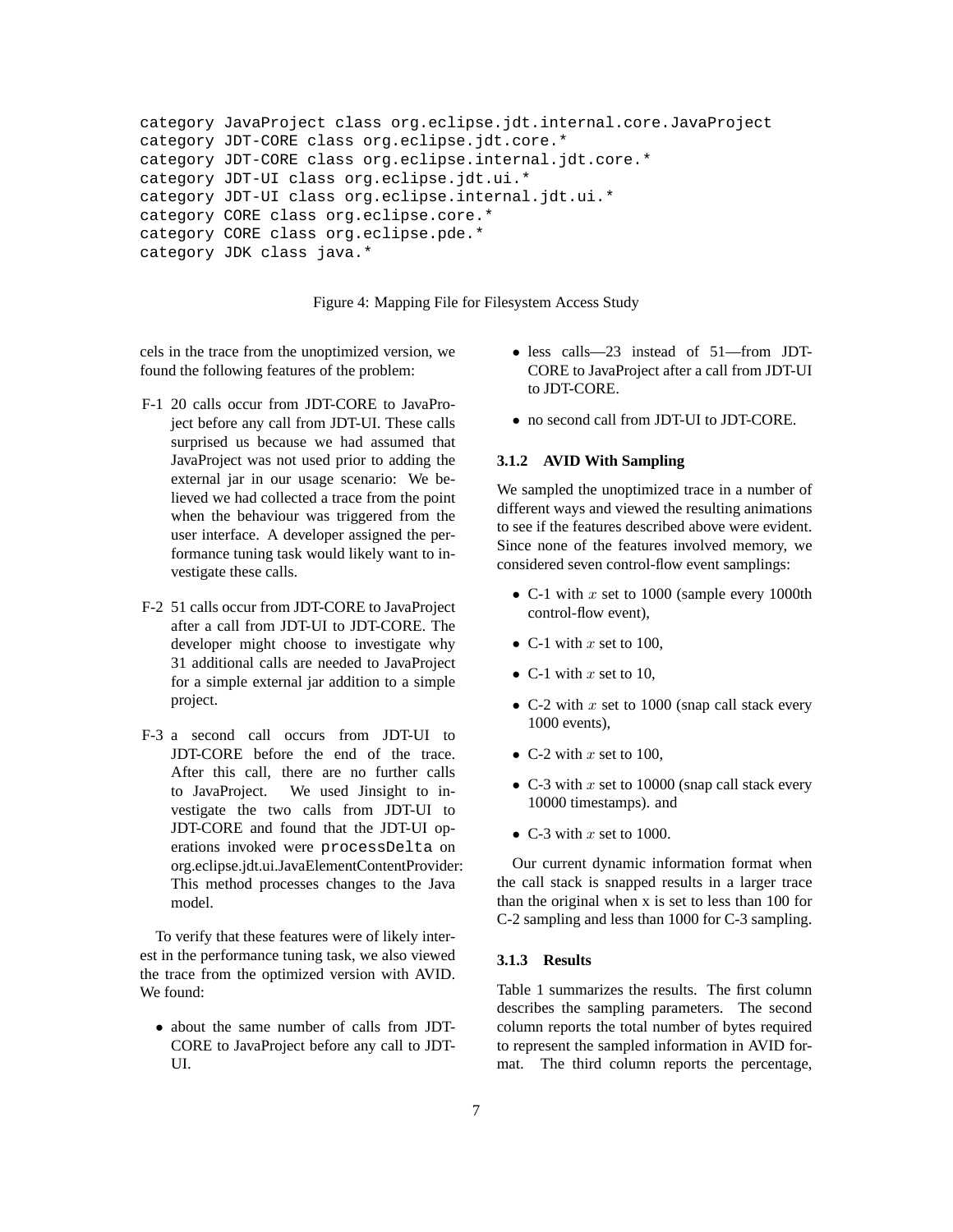```
category JavaProject class org.eclipse.jdt.internal.core.JavaProject
category JDT-CORE class org.eclipse.jdt.core.*
category JDT-CORE class org.eclipse.internal.jdt.core.*
category JDT-UI class org.eclipse.jdt.ui.*
category JDT-UI class org.eclipse.internal.jdt.ui.*
category CORE class org.eclipse.core.*
category CORE class org.eclipse.pde.*
category JDK class java.*
```

Figure 4: Mapping File for Filesystem Access Study

cels in the trace from the unoptimized version, we found the following features of the problem:

- F-1 20 calls occur from JDT-CORE to JavaProject before any call from JDT-UI. These calls surprised us because we had assumed that JavaProject was not used prior to adding the external jar in our usage scenario: We believed we had collected a trace from the point when the behaviour was triggered from the user interface. A developer assigned the performance tuning task would likely want to investigate these calls.
- F-2 51 calls occur from JDT-CORE to JavaProject after a call from JDT-UI to JDT-CORE. The developer might choose to investigate why 31 additional calls are needed to JavaProject for a simple external jar addition to a simple project.
- F-3 a second call occurs from JDT-UI to JDT-CORE before the end of the trace. After this call, there are no further calls to JavaProject. We used Jinsight to investigate the two calls from JDT-UI to JDT-CORE and found that the JDT-UI operations invoked were `processDelta` on org.eclipse.jdt.ui.JavaElementContentProvider: This method processes changes to the Java model.

To verify that these features were of likely interest in the performance tuning task, we also viewed the trace from the optimized version with AVID. We found:

- about the same number of calls from JDT-CORE to JavaProject before any call to JDT-UI.
- less calls—23 instead of 51—from JDT-CORE to JavaProject after a call from JDT-UI to JDT-CORE.
- no second call from JDT-UI to JDT-CORE.

### 3.1.2 AVID With Sampling

We sampled the unoptimized trace in a number of different ways and viewed the resulting animations to see if the features described above were evident. Since none of the features involved memory, we considered seven control-flow event samplings:

- C-1 with $x$ set to 1000 (sample every 1000th control-flow event),
- C-1 with $x$ set to 100,
- C-1 with $x$ set to 10,
- C-2 with $x$ set to 1000 (snap call stack every 1000 events),
- C-2 with $x$ set to 100,
- C-3 with $x$ set to 10000 (snap call stack every 10000 timestamps). and
- C-3 with $x$ set to 1000.

Our current dynamic information format when the call stack is snapped results in a larger trace than the original when x is set to less than 100 for C-2 sampling and less than 1000 for C-3 sampling.

### 3.1.3 Results

Table 1 summarizes the results. The first column describes the sampling parameters. The second column reports the total number of bytes required to represent the sampled information in AVID format. The third column reports the percentage,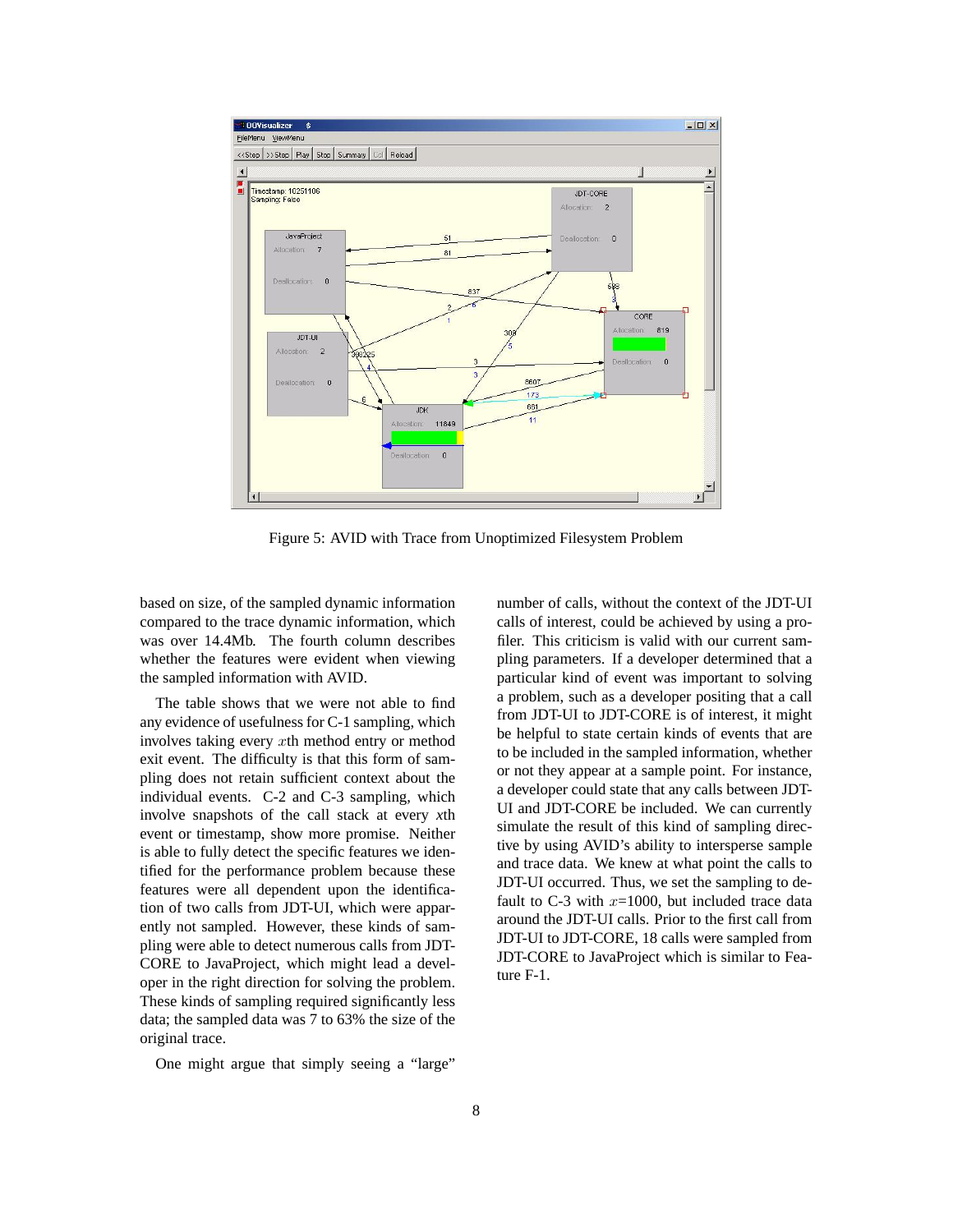Figure 5: AVID with Trace from Unoptimized Filesystem Problem

based on size, of the sampled dynamic information compared to the trace dynamic information, which was over 14.4Mb. The fourth column describes whether the features were evident when viewing the sampled information with AVID.

The table shows that we were not able to find any evidence of usefulness for C-1 sampling, which involves taking every $x$th method entry or method exit event. The difficulty is that this form of sampling does not retain sufficient context about the individual events. C-2 and C-3 sampling, which involve snapshots of the call stack at every *x*th event or timestamp, show more promise. Neither is able to fully detect the specific features we identified for the performance problem because these features were all dependent upon the identification of two calls from JDT-UI, which were apparently not sampled. However, these kinds of sampling were able to detect numerous calls from JDT-CORE to JavaProject, which might lead a developer in the right direction for solving the problem. These kinds of sampling required significantly less data; the sampled data was 7 to 63% the size of the original trace.

One might argue that simply seeing a "large" number of calls, without the context of the JDT-UI calls of interest, could be achieved by using a profiler. This criticism is valid with our current sampling parameters. If a developer determined that a particular kind of event was important to solving a problem, such as a developer positing that a call from JDT-UI to JDT-CORE is of interest, it might be helpful to state certain kinds of events that are to be included in the sampled information, whether or not they appear at a sample point. For instance, a developer could state that any calls between JDT-UI and JDT-CORE be included. We can currently simulate the result of this kind of sampling directive by using AVID's ability to intersperse sample and trace data. We knew at what point the calls to JDT-UI occurred. Thus, we set the sampling to default to C-3 with $x$=1000, but included trace data around the JDT-UI calls. Prior to the first call from JDT-UI to JDT-CORE, 18 calls were sampled from JDT-CORE to JavaProject which is similar to Feature F-1.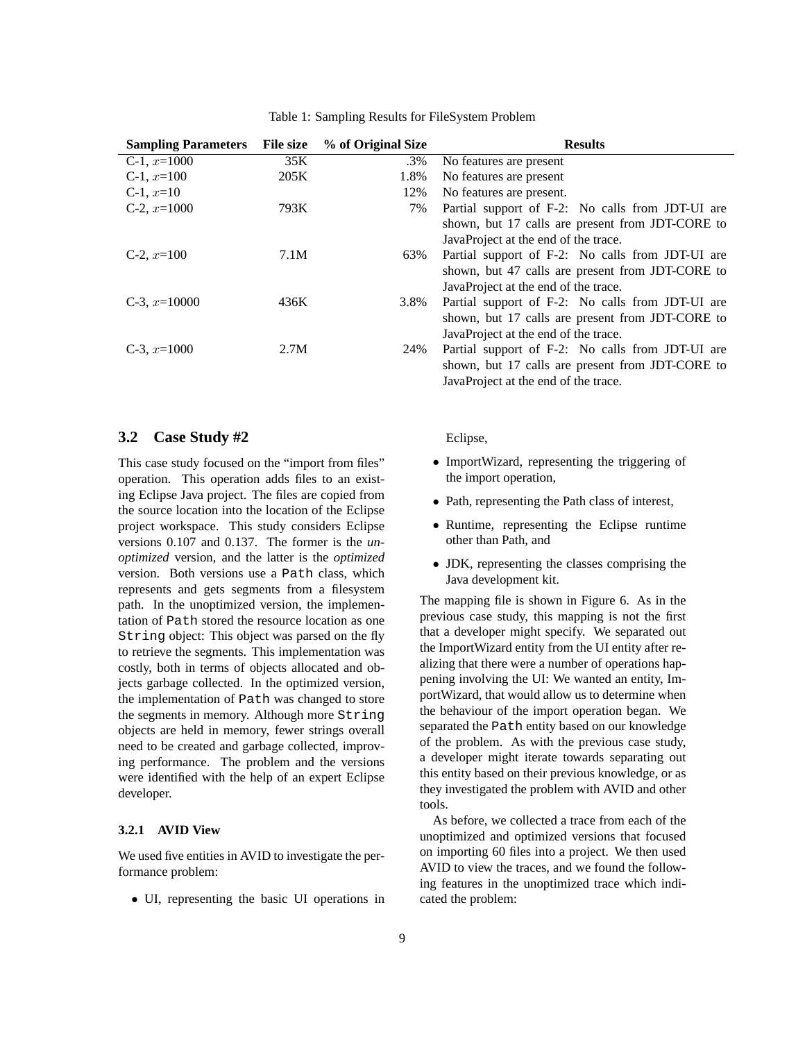Table 1: Sampling Results for FileSystem Problem

| Sampling Parameters | File size | % of Original Size | Results |
|---|---|---|---|
| C-1, $x$=1000 | 35K | .3% | No features are present |
| C-1, $x$=100 | 205K | 1.8% | No features are present |
| C-1, $x$=10 | | 12% | No features are present. |
| C-2, $x$=1000 | 793K | 7% | Partial support of F-2: No calls from JDT-UI are shown, but 17 calls are present from JDT-CORE to JavaProject at the end of the trace. |
| C-2, $x$=100 | 7.1M | 63% | Partial support of F-2: No calls from JDT-UI are shown, but 47 calls are present from JDT-CORE to JavaProject at the end of the trace. |
| C-3, $x$=10000 | 436K | 3.8% | Partial support of F-2: No calls from JDT-UI are shown, but 17 calls are present from JDT-CORE to JavaProject at the end of the trace. |
| C-3, $x$=1000 | 2.7M | 24% | Partial support of F-2: No calls from JDT-UI are shown, but 17 calls are present from JDT-CORE to JavaProject at the end of the trace. |

## 3.2 Case Study #2

This case study focused on the "import from files" operation. This operation adds files to an existing Eclipse Java project. The files are copied from the source location into the location of the Eclipse project workspace. This study considers Eclipse versions 0.107 and 0.137. The former is the *unoptimized* version, and the latter is the *optimized* version. Both versions use a `Path` class, which represents and gets segments from a filesystem path. In the unoptimized version, the implementation of `Path` stored the resource location as one `String` object: This object was parsed on the fly to retrieve the segments. This implementation was costly, both in terms of objects allocated and objects garbage collected. In the optimized version, the implementation of `Path` was changed to store the segments in memory. Although more `String` objects are held in memory, fewer strings overall need to be created and garbage collected, improving performance. The problem and the versions were identified with the help of an expert Eclipse developer.

### 3.2.1 AVID View

We used five entities in AVID to investigate the performance problem:

- UI, representing the basic UI operations in Eclipse,
- ImportWizard, representing the triggering of the import operation,
- Path, representing the Path class of interest,
- Runtime, representing the Eclipse runtime other than Path, and
- JDK, representing the classes comprising the Java development kit.

The mapping file is shown in Figure 6. As in the previous case study, this mapping is not the first that a developer might specify. We separated out the ImportWizard entity from the UI entity after realizing that there were a number of operations happening involving the UI: We wanted an entity, ImportWizard, that would allow us to determine when the behaviour of the import operation began. We separated the `Path` entity based on our knowledge of the problem. As with the previous case study, a developer might iterate towards separating out this entity based on their previous knowledge, or as they investigated the problem with AVID and other tools.

As before, we collected a trace from each of the unoptimized and optimized versions that focused on importing 60 files into a project. We then used AVID to view the traces, and we found the following features in the unoptimized trace which indicated the problem: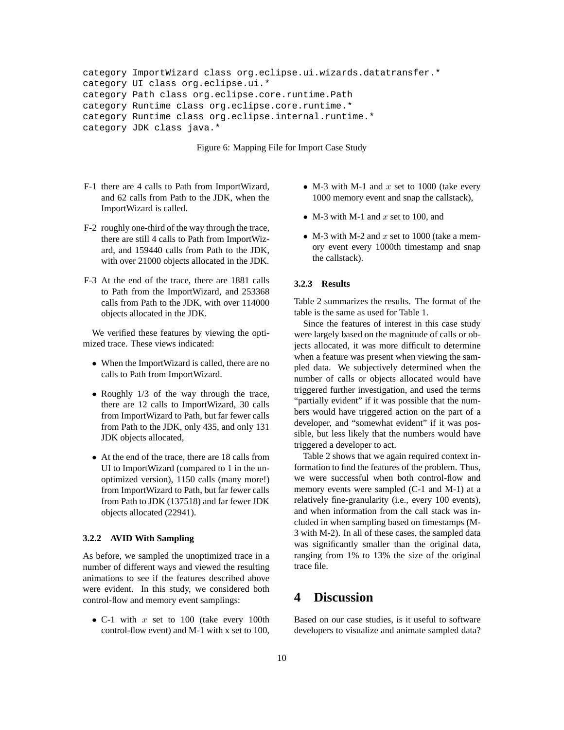```
category ImportWizard class org.eclipse.ui.wizards.datatransfer.*
category UI class org.eclipse.ui.*
category Path class org.eclipse.core.runtime.Path
category Runtime class org.eclipse.core.runtime.*
category Runtime class org.eclipse.internal.runtime.*
category JDK class java.*
```

Figure 6: Mapping File for Import Case Study

F-1 there are 4 calls to Path from ImportWizard, and 62 calls from Path to the JDK, when the ImportWizard is called.

F-2 roughly one-third of the way through the trace, there are still 4 calls to Path from ImportWizard, and 159440 calls from Path to the JDK, with over 21000 objects allocated in the JDK.

F-3 At the end of the trace, there are 1881 calls to Path from the ImportWizard, and 253368 calls from Path to the JDK, with over 114000 objects allocated in the JDK.

We verified these features by viewing the optimized trace. These views indicated:

- When the ImportWizard is called, there are no calls to Path from ImportWizard.
- Roughly 1/3 of the way through the trace, there are 12 calls to ImportWizard, 30 calls from ImportWizard to Path, but far fewer calls from Path to the JDK, only 435, and only 131 JDK objects allocated,
- At the end of the trace, there are 18 calls from UI to ImportWizard (compared to 1 in the unoptimized version), 1150 calls (many more!) from ImportWizard to Path, but far fewer calls from Path to JDK (137518) and far fewer JDK objects allocated (22941).

### 3.2.2 AVID With Sampling

As before, we sampled the unoptimized trace in a number of different ways and viewed the resulting animations to see if the features described above were evident. In this study, we considered both control-flow and memory event samplings:

- C-1 with $x$ set to 100 (take every 100th control-flow event) and M-1 with x set to 100,
- M-3 with M-1 and $x$ set to 1000 (take every 1000 memory event and snap the callstack),
- M-3 with M-1 and $x$ set to 100, and
- M-3 with M-2 and $x$ set to 1000 (take a memory event every 1000th timestamp and snap the callstack).

### 3.2.3 Results

Table 2 summarizes the results. The format of the table is the same as used for Table 1.

Since the features of interest in this case study were largely based on the magnitude of calls or objects allocated, it was more difficult to determine when a feature was present when viewing the sampled data. We subjectively determined when the number of calls or objects allocated would have triggered further investigation, and used the terms "partially evident" if it was possible that the numbers would have triggered action on the part of a developer, and "somewhat evident" if it was possible, but less likely that the numbers would have triggered a developer to act.

Table 2 shows that we again required context information to find the features of the problem. Thus, we were successful when both control-flow and memory events were sampled (C-1 and M-1) at a relatively fine-granularity (i.e., every 100 events), and when information from the call stack was included in when sampling based on timestamps (M-3 with M-2). In all of these cases, the sampled data was significantly smaller than the original data, ranging from 1% to 13% the size of the original trace file.

# 4 Discussion

Based on our case studies, is it useful to software developers to visualize and animate sampled data?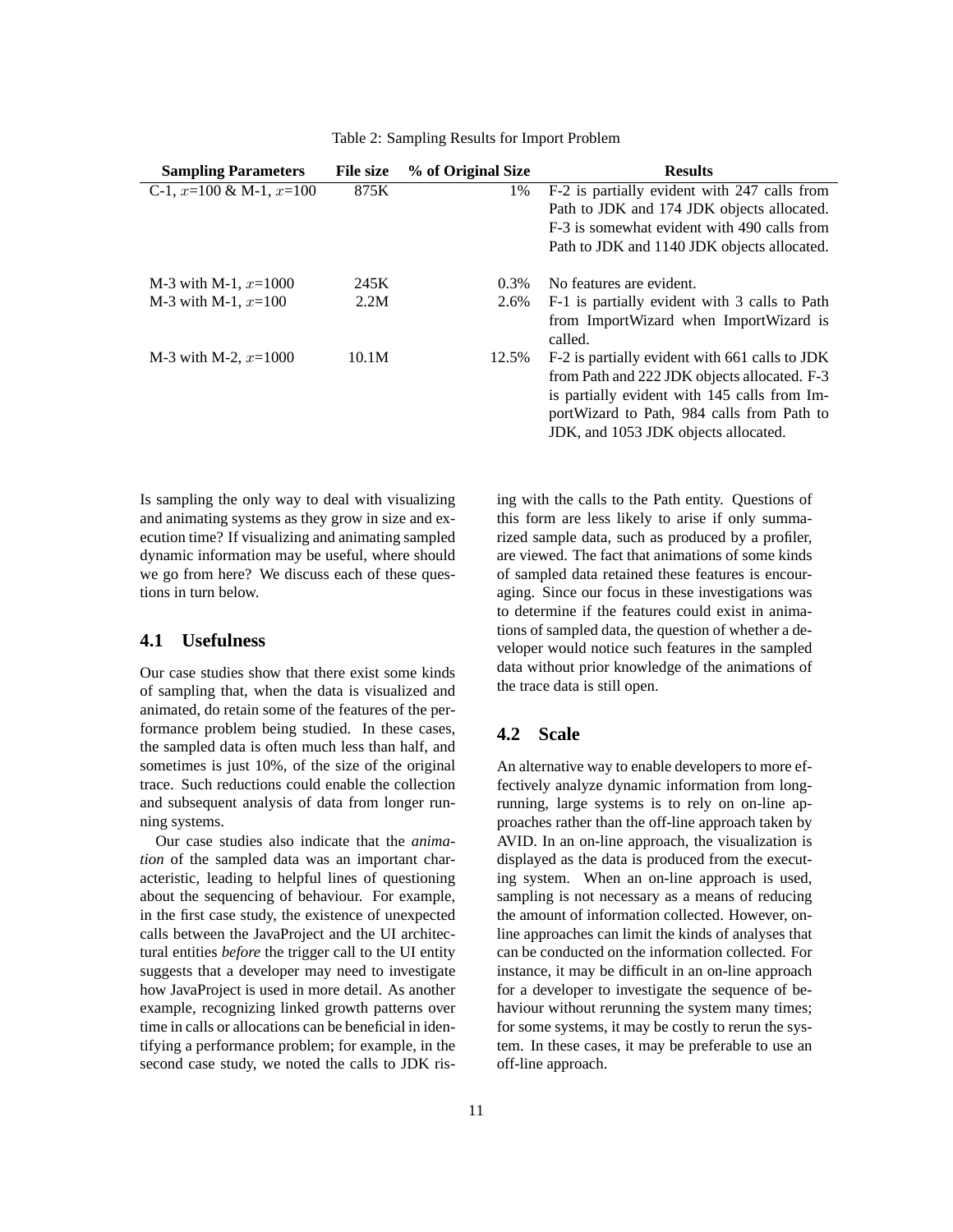Table 2: Sampling Results for Import Problem

| Sampling Parameters | File size | % of Original Size | Results |
|---|---|---|---|
| C-1, $x$=100 & M-1, $x$=100 | 875K | 1% | F-2 is partially evident with 247 calls from Path to JDK and 174 JDK objects allocated. F-3 is somewhat evident with 490 calls from Path to JDK and 1140 JDK objects allocated. |
| M-3 with M-1, $x$=1000 | 245K | 0.3% | No features are evident. |
| M-3 with M-1, $x$=100 | 2.2M | 2.6% | F-1 is partially evident with 3 calls to Path from ImportWizard when ImportWizard is called. |
| M-3 with M-2, $x$=1000 | 10.1M | 12.5% | F-2 is partially evident with 661 calls to JDK from Path and 222 JDK objects allocated. F-3 is partially evident with 145 calls from ImportWizard to Path, 984 calls from Path to JDK, and 1053 JDK objects allocated. |

Is sampling the only way to deal with visualizing and animating systems as they grow in size and execution time? If visualizing and animating sampled dynamic information may be useful, where should we go from here? We discuss each of these questions in turn below.

## 4.1 Usefulness

Our case studies show that there exist some kinds of sampling that, when the data is visualized and animated, do retain some of the features of the performance problem being studied. In these cases, the sampled data is often much less than half, and sometimes is just 10%, of the size of the original trace. Such reductions could enable the collection and subsequent analysis of data from longer running systems.

Our case studies also indicate that the *animation* of the sampled data was an important characteristic, leading to helpful lines of questioning about the sequencing of behaviour. For example, in the first case study, the existence of unexpected calls between the JavaProject and the UI architectural entities *before* the trigger call to the UI entity suggests that a developer may need to investigate how JavaProject is used in more detail. As another example, recognizing linked growth patterns over time in calls or allocations can be beneficial in identifying a performance problem; for example, in the second case study, we noted the calls to JDK rising with the calls to the Path entity. Questions of this form are less likely to arise if only summarized sample data, such as produced by a profiler, are viewed. The fact that animations of some kinds of sampled data retained these features is encouraging. Since our focus in these investigations was to determine if the features could exist in animations of sampled data, the question of whether a developer would notice such features in the sampled data without prior knowledge of the animations of the trace data is still open.

## 4.2 Scale

An alternative way to enable developers to more effectively analyze dynamic information from long-running, large systems is to rely on on-line approaches rather than the off-line approach taken by AVID. In an on-line approach, the visualization is displayed as the data is produced from the executing system. When an on-line approach is used, sampling is not necessary as a means of reducing the amount of information collected. However, on-line approaches can limit the kinds of analyses that can be conducted on the information collected. For instance, it may be difficult in an on-line approach for a developer to investigate the sequence of behaviour without rerunning the system many times; for some systems, it may be costly to rerun the system. In these cases, it may be preferable to use an off-line approach.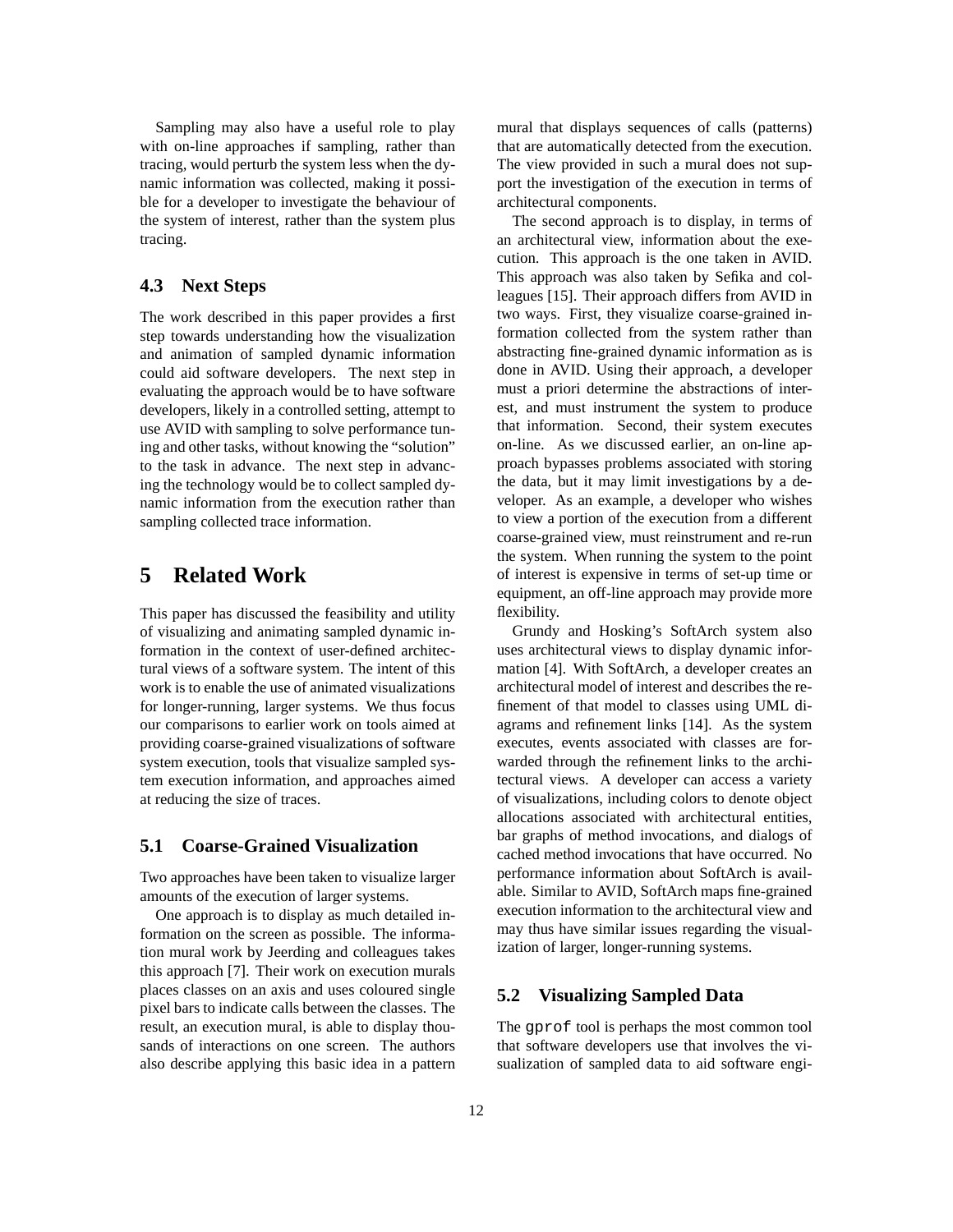Sampling may also have a useful role to play with on-line approaches if sampling, rather than tracing, would perturb the system less when the dynamic information was collected, making it possible for a developer to investigate the behaviour of the system of interest, rather than the system plus tracing.

### 4.3 Next Steps

The work described in this paper provides a first step towards understanding how the visualization and animation of sampled dynamic information could aid software developers. The next step in evaluating the approach would be to have software developers, likely in a controlled setting, attempt to use AVID with sampling to solve performance tuning and other tasks, without knowing the "solution" to the task in advance. The next step in advancing the technology would be to collect sampled dynamic information from the execution rather than sampling collected trace information.

## 5 Related Work

This paper has discussed the feasibility and utility of visualizing and animating sampled dynamic information in the context of user-defined architectural views of a software system. The intent of this work is to enable the use of animated visualizations for longer-running, larger systems. We thus focus our comparisons to earlier work on tools aimed at providing coarse-grained visualizations of software system execution, tools that visualize sampled system execution information, and approaches aimed at reducing the size of traces.

### 5.1 Coarse-Grained Visualization

Two approaches have been taken to visualize larger amounts of the execution of larger systems.

One approach is to display as much detailed information on the screen as possible. The information mural work by Jeerding and colleagues takes this approach [7]. Their work on execution murals places classes on an axis and uses coloured single pixel bars to indicate calls between the classes. The result, an execution mural, is able to display thousands of interactions on one screen. The authors also describe applying this basic idea in a pattern mural that displays sequences of calls (patterns) that are automatically detected from the execution. The view provided in such a mural does not support the investigation of the execution in terms of architectural components.

The second approach is to display, in terms of an architectural view, information about the execution. This approach is the one taken in AVID. This approach was also taken by Sefika and colleagues [15]. Their approach differs from AVID in two ways. First, they visualize coarse-grained information collected from the system rather than abstracting fine-grained dynamic information as is done in AVID. Using their approach, a developer must a priori determine the abstractions of interest, and must instrument the system to produce that information. Second, their system executes on-line. As we discussed earlier, an on-line approach bypasses problems associated with storing the data, but it may limit investigations by a developer. As an example, a developer who wishes to view a portion of the execution from a different coarse-grained view, must reinstrument and re-run the system. When running the system to the point of interest is expensive in terms of set-up time or equipment, an off-line approach may provide more flexibility.

Grundy and Hosking's SoftArch system also uses architectural views to display dynamic information [4]. With SoftArch, a developer creates an architectural model of interest and describes the refinement of that model to classes using UML diagrams and refinement links [14]. As the system executes, events associated with classes are forwarded through the refinement links to the architectural views. A developer can access a variety of visualizations, including colors to denote object allocations associated with architectural entities, bar graphs of method invocations, and dialogs of cached method invocations that have occurred. No performance information about SoftArch is available. Similar to AVID, SoftArch maps fine-grained execution information to the architectural view and may thus have similar issues regarding the visualization of larger, longer-running systems.

### 5.2 Visualizing Sampled Data

The `gprof` tool is perhaps the most common tool that software developers use that involves the visualization of sampled data to aid software engi-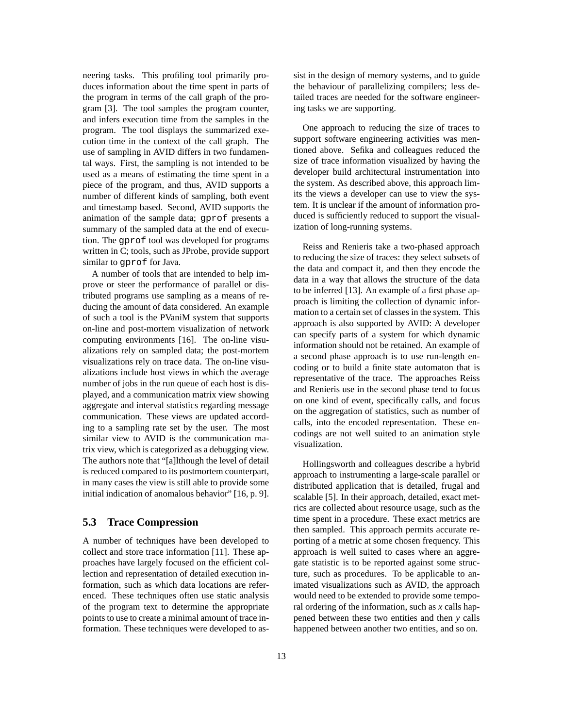neering tasks. This profiling tool primarily produces information about the time spent in parts of the program in terms of the call graph of the program [3]. The tool samples the program counter, and infers execution time from the samples in the program. The tool displays the summarized execution time in the context of the call graph. The use of sampling in AVID differs in two fundamental ways. First, the sampling is not intended to be used as a means of estimating the time spent in a piece of the program, and thus, AVID supports a number of different kinds of sampling, both event and timestamp based. Second, AVID supports the animation of the sample data; `gprof` presents a summary of the sampled data at the end of execution. The `gprof` tool was developed for programs written in C; tools, such as JProbe, provide support similar to `gprof` for Java.

A number of tools that are intended to help improve or steer the performance of parallel or distributed programs use sampling as a means of reducing the amount of data considered. An example of such a tool is the PVaniM system that supports on-line and post-mortem visualization of network computing environments [16]. The on-line visualizations rely on sampled data; the post-mortem visualizations rely on trace data. The on-line visualizations include host views in which the average number of jobs in the run queue of each host is displayed, and a communication matrix view showing aggregate and interval statistics regarding message communication. These views are updated according to a sampling rate set by the user. The most similar view to AVID is the communication matrix view, which is categorized as a debugging view. The authors note that "[a]lthough the level of detail is reduced compared to its postmortem counterpart, in many cases the view is still able to provide some initial indication of anomalous behavior" [16, p. 9].

### 5.3 Trace Compression

A number of techniques have been developed to collect and store trace information [11]. These approaches have largely focused on the efficient collection and representation of detailed execution information, such as which data locations are referenced. These techniques often use static analysis of the program text to determine the appropriate points to use to create a minimal amount of trace information. These techniques were developed to assist in the design of memory systems, and to guide the behaviour of parallelizing compilers; less detailed traces are needed for the software engineering tasks we are supporting.

One approach to reducing the size of traces to support software engineering activities was mentioned above. Sefika and colleagues reduced the size of trace information visualized by having the developer build architectural instrumentation into the system. As described above, this approach limits the views a developer can use to view the system. It is unclear if the amount of information produced is sufficiently reduced to support the visualization of long-running systems.

Reiss and Renieris take a two-phased approach to reducing the size of traces: they select subsets of the data and compact it, and then they encode the data in a way that allows the structure of the data to be inferred [13]. An example of a first phase approach is limiting the collection of dynamic information to a certain set of classes in the system. This approach is also supported by AVID: A developer can specify parts of a system for which dynamic information should not be retained. An example of a second phase approach is to use run-length encoding or to build a finite state automaton that is representative of the trace. The approaches Reiss and Renieris use in the second phase tend to focus on one kind of event, specifically calls, and focus on the aggregation of statistics, such as number of calls, into the encoded representation. These encodings are not well suited to an animation style visualization.

Hollingsworth and colleagues describe a hybrid approach to instrumenting a large-scale parallel or distributed application that is detailed, frugal and scalable [5]. In their approach, detailed, exact metrics are collected about resource usage, such as the time spent in a procedure. These exact metrics are then sampled. This approach permits accurate reporting of a metric at some chosen frequency. This approach is well suited to cases where an aggregate statistic is to be reported against some structure, such as procedures. To be applicable to animated visualizations such as AVID, the approach would need to be extended to provide some temporal ordering of the information, such as $x$ calls happened between these two entities and then $y$ calls happened between another two entities, and so on.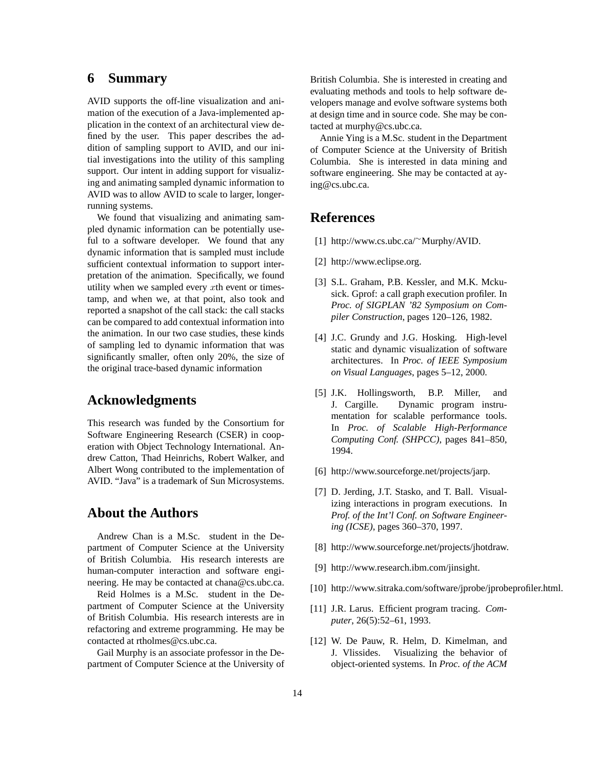# 6 Summary

AVID supports the off-line visualization and animation of the execution of a Java-implemented application in the context of an architectural view defined by the user. This paper describes the addition of sampling support to AVID, and our initial investigations into the utility of this sampling support. Our intent in adding support for visualizing and animating sampled dynamic information to AVID was to allow AVID to scale to larger, longer-running systems.

We found that visualizing and animating sampled dynamic information can be potentially useful to a software developer. We found that any dynamic information that is sampled must include sufficient contextual information to support interpretation of the animation. Specifically, we found utility when we sampled every $x$th event or timestamp, and when we, at that point, also took and reported a snapshot of the call stack: the call stacks can be compared to add contextual information into the animation. In our two case studies, these kinds of sampling led to dynamic information that was significantly smaller, often only 20%, the size of the original trace-based dynamic information

# Acknowledgments

This research was funded by the Consortium for Software Engineering Research (CSER) in cooperation with Object Technology International. Andrew Catton, Thad Heinrichs, Robert Walker, and Albert Wong contributed to the implementation of AVID. "Java" is a trademark of Sun Microsystems.

# About the Authors

Andrew Chan is a M.Sc. student in the Department of Computer Science at the University of British Columbia. His research interests are human-computer interaction and software engineering. He may be contacted at chana@cs.ubc.ca.

Reid Holmes is a M.Sc. student in the Department of Computer Science at the University of British Columbia. His research interests are in refactoring and extreme programming. He may be contacted at rtholmes@cs.ubc.ca.

Gail Murphy is an associate professor in the Department of Computer Science at the University of British Columbia. She is interested in creating and evaluating methods and tools to help software developers manage and evolve software systems both at design time and in source code. She may be contacted at murphy@cs.ubc.ca.

Annie Ying is a M.Sc. student in the Department of Computer Science at the University of British Columbia. She is interested in data mining and software engineering. She may be contacted at aying@cs.ubc.ca.

# References

[1] http://www.cs.ubc.ca/~Murphy/AVID.

[2] http://www.eclipse.org.

[3] S.L. Graham, P.B. Kessler, and M.K. Mckusick. Gprof: a call graph execution profiler. In *Proc. of SIGPLAN '82 Symposium on Compiler Construction*, pages 120–126, 1982.

[4] J.C. Grundy and J.G. Hosking. High-level static and dynamic visualization of software architectures. In *Proc. of IEEE Symposium on Visual Languages*, pages 5–12, 2000.

[5] J.K. Hollingsworth, B.P. Miller, and J. Cargille. Dynamic program instrumentation for scalable performance tools. In *Proc. of Scalable High-Performance Computing Conf. (SHPCC)*, pages 841–850, 1994.

[6] http://www.sourceforge.net/projects/jarp.

[7] D. Jerding, J.T. Stasko, and T. Ball. Visualizing interactions in program executions. In *Prof. of the Int'l Conf. on Software Engineering (ICSE)*, pages 360–370, 1997.

[8] http://www.sourceforge.net/projects/jhotdraw.

[9] http://www.research.ibm.com/jinsight.

[10] http://www.sitraka.com/software/jprobe/jprobeprofiler.html.

[11] J.R. Larus. Efficient program tracing. *Computer*, 26(5):52–61, 1993.

[12] W. De Pauw, R. Helm, D. Kimelman, and J. Vlissides. Visualizing the behavior of object-oriented systems. In *Proc. of the ACM*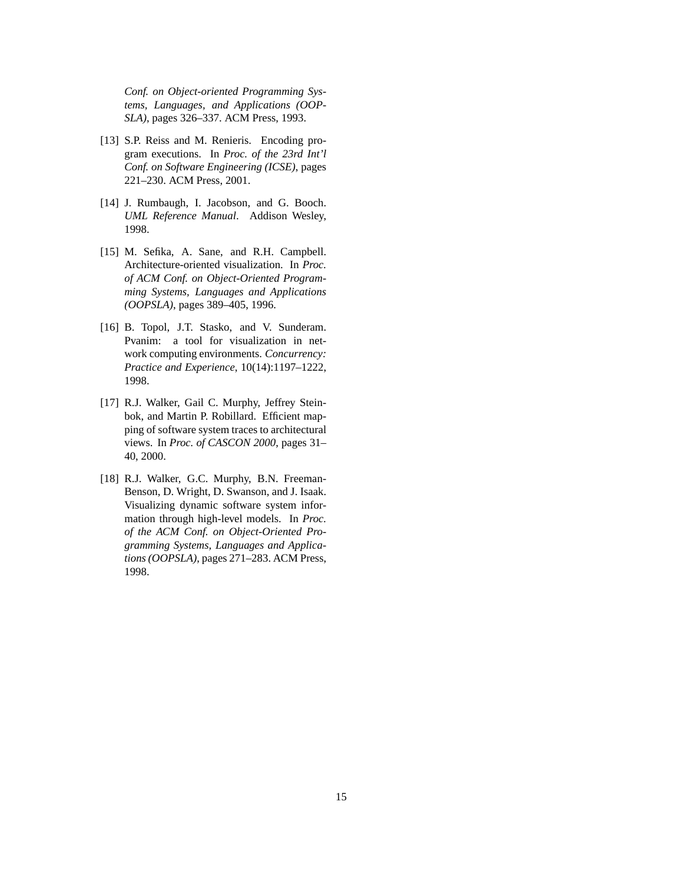*Conf. on Object-oriented Programming Systems, Languages, and Applications (OOPSLA)*, pages 326–337. ACM Press, 1993.

[13] S.P. Reiss and M. Renieris. Encoding program executions. In *Proc. of the 23rd Int'l Conf. on Software Engineering (ICSE)*, pages 221–230. ACM Press, 2001.

[14] J. Rumbaugh, I. Jacobson, and G. Booch. *UML Reference Manual*. Addison Wesley, 1998.

[15] M. Sefika, A. Sane, and R.H. Campbell. Architecture-oriented visualization. In *Proc. of ACM Conf. on Object-Oriented Programming Systems, Languages and Applications (OOPSLA)*, pages 389–405, 1996.

[16] B. Topol, J.T. Stasko, and V. Sunderam. Pvanim: a tool for visualization in network computing environments. *Concurrency: Practice and Experience*, 10(14):1197–1222, 1998.

[17] R.J. Walker, Gail C. Murphy, Jeffrey Steinbok, and Martin P. Robillard. Efficient mapping of software system traces to architectural views. In *Proc. of CASCON 2000*, pages 31–40, 2000.

[18] R.J. Walker, G.C. Murphy, B.N. Freeman-Benson, D. Wright, D. Swanson, and J. Isaak. Visualizing dynamic software system information through high-level models. In *Proc. of the ACM Conf. on Object-Oriented Programming Systems, Languages and Applications (OOPSLA)*, pages 271–283. ACM Press, 1998.